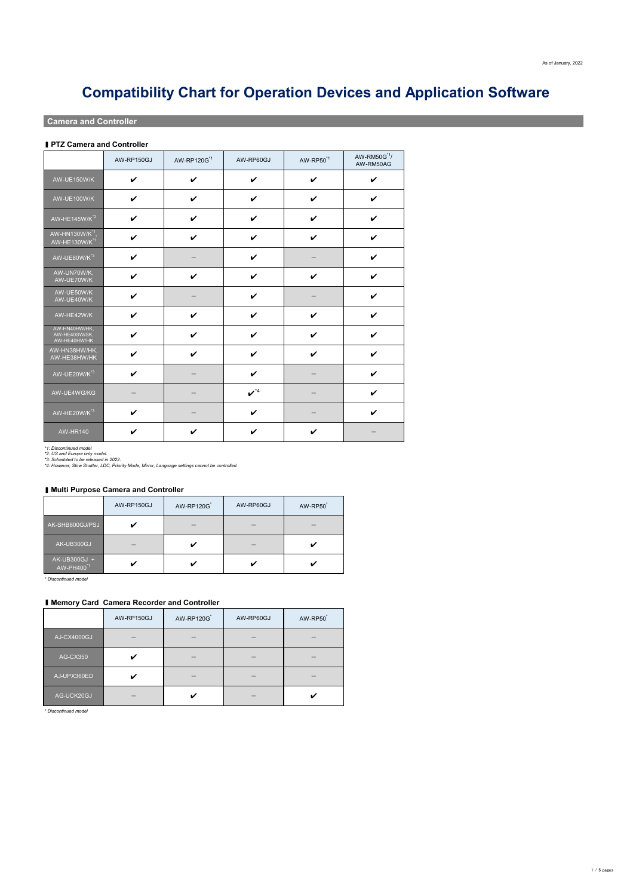As of January, 2022

# Compatibility Chart for Operation Devices and Application Software

## Camera and Controller

### PTZ Camera and Controller

| | AW-RP150GJ | AW-RP120G[*1] | AW-RP60GJ | AW-RP50[*1] | AW-RM50G[*1]/ AW-RM50AG |
|---|---|---|---|---|---|
| AW-UE150W/K | ✔ | ✔ | ✔ | ✔ | ✔ |
| AW-UE100W/K | ✔ | ✔ | ✔ | ✔ | ✔ |
| AW-HE145W/K[*2] | ✔ | ✔ | ✔ | ✔ | ✔ |
| AW-HN130W/K[*1], AW-HE130W/K[*1] | ✔ | ✔ | ✔ | ✔ | ✔ |
| AW-UE80W/K[*3] | ✔ | – | ✔ | – | ✔ |
| AW-UN70W/K, AW-UE70W/K | ✔ | ✔ | ✔ | ✔ | ✔ |
| AW-UE50W/K AW-UE40W/K | ✔ | – | ✔ | – | ✔ |
| AW-HE42W/K | ✔ | ✔ | ✔ | ✔ | ✔ |
| AW-HN40HW/HK, AW-HE40SW/SK, AW-HE40HW/HK | ✔ | ✔ | ✔ | ✔ | ✔ |
| AW-HN38HW/HK, AW-HE38HW/HK | ✔ | ✔ | ✔ | ✔ | ✔ |
| AW-UE20W/K[*3] | ✔ | – | ✔ | – | ✔ |
| AW-UE4WG/KG | – | – | ✔[*4] | – | ✔ |
| AW-HE20W/K[*3] | ✔ | – | ✔ | – | ✔ |
| AW-HR140 | ✔ | ✔ | ✔ | ✔ | – |

*1: Discontinued model
*2: US and Europe only model.
*3: Scheduled to be released in 2022.
*4: However, Slow Shutter, LDC, Priority Mode, Mirror, Language settings cannot be controlled.

### Multi Purpose Camera and Controller

| | AW-RP150GJ | AW-RP120G[*] | AW-RP60GJ | AW-RP50[*] |
|---|---|---|---|---|
| AK-SHB800GJ/PSJ | ✔ | – | – | – |
| AK-UB300GJ | – | ✔ | – | ✔ |
| AK-UB300GJ + AW-PH400[*1] | ✔ | ✔ | ✔ | ✔ |

* Discontinued model

### Memory Card Camera Recorder and Controller

| | AW-RP150GJ | AW-RP120G[*] | AW-RP60GJ | AW-RP50[*] |
|---|---|---|---|---|
| AJ-CX4000GJ | – | – | – | – |
| AG-CX350 | ✔ | – | – | – |
| AJ-UPX360ED | ✔ | – | – | – |
| AG-UCK20GJ | – | ✔ | – | ✔ |

* Discontinued model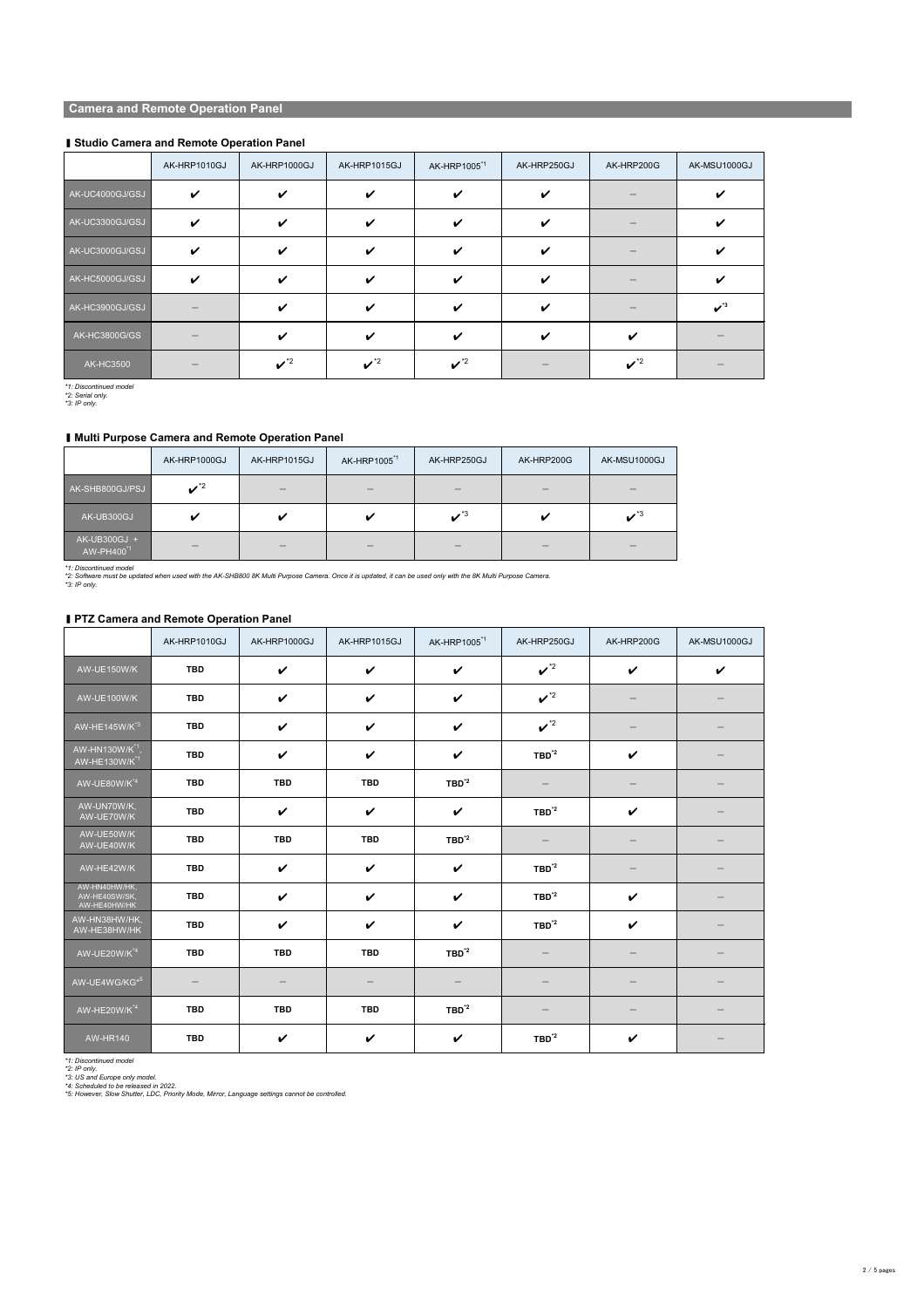## Camera and Remote Operation Panel

### Studio Camera and Remote Operation Panel

| | AK-HRP1010GJ | AK-HRP1000GJ | AK-HRP1015GJ | AK-HRP1005[*1] | AK-HRP250GJ | AK-HRP200G | AK-MSU1000GJ |
|---|---|---|---|---|---|---|---|
| AK-UC4000GJ/GSJ | ✔ | ✔ | ✔ | ✔ | ✔ | – | ✔ |
| AK-UC3300GJ/GSJ | ✔ | ✔ | ✔ | ✔ | ✔ | – | ✔ |
| AK-UC3000GJ/GSJ | ✔ | ✔ | ✔ | ✔ | ✔ | – | ✔ |
| AK-HC5000GJ/GSJ | ✔ | ✔ | ✔ | ✔ | ✔ | – | ✔ |
| AK-HC3900GJ/GSJ | – | ✔ | ✔ | ✔ | ✔ | – | ✔[*3] |
| AK-HC3800G/GS | – | ✔ | ✔ | ✔ | ✔ | ✔ | – |
| AK-HC3500 | – | ✔[*2] | ✔[*2] | ✔[*2] | – | ✔[*2] | – |

*1: Discontinued model
*2: Serial only.
*3: IP only.

### Multi Purpose Camera and Remote Operation Panel

| | AK-HRP1000GJ | AK-HRP1015GJ | AK-HRP1005[*1] | AK-HRP250GJ | AK-HRP200G | AK-MSU1000GJ |
|---|---|---|---|---|---|---|
| AK-SHB800GJ/PSJ | ✔[*2] | – | – | – | – | – |
| AK-UB300GJ | ✔ | ✔ | ✔ | ✔[*3] | ✔ | ✔[*3] |
| AK-UB300GJ + AW-PH400[*1] | – | – | – | – | – | – |

*1: Discontinued model
*2: Software must be updated when used with the AK-SHB800 8K Multi Purpose Camera. Once it is updated, it can be used only with the 8K Multi Purpose Camera.
*3: IP only.

### PTZ Camera and Remote Operation Panel

| | AK-HRP1010GJ | AK-HRP1000GJ | AK-HRP1015GJ | AK-HRP1005[*1] | AK-HRP250GJ | AK-HRP200G | AK-MSU1000GJ |
|---|---|---|---|---|---|---|---|
| AW-UE150W/K | TBD | ✔ | ✔ | ✔ | ✔[*2] | ✔ | ✔ |
| AW-UE100W/K | TBD | ✔ | ✔ | ✔ | ✔[*2] | – | – |
| AW-HE145W/K[*3] | TBD | ✔ | ✔ | ✔ | ✔[*2] | – | – |
| AW-HN130W/K[*1], AW-HE130W/K[*1] | TBD | ✔ | ✔ | ✔ | TBD[*2] | ✔ | – |
| AW-UE80W/K[*4] | TBD | TBD | TBD | TBD[*2] | – | – | – |
| AW-UN70W/K, AW-UE70W/K | TBD | ✔ | ✔ | ✔ | TBD[*2] | ✔ | – |
| AW-UE50W/K AW-UE40W/K | TBD | TBD | TBD | TBD[*2] | – | – | – |
| AW-HE42W/K | TBD | ✔ | ✔ | ✔ | TBD[*2] | – | – |
| AW-HN40HW/HK, AW-HE40SW/SK, AW-HE40HW/HK | TBD | ✔ | ✔ | ✔ | TBD[*2] | ✔ | – |
| AW-HN38HW/HK, AW-HE38HW/HK | TBD | ✔ | ✔ | ✔ | TBD[*2] | ✔ | – |
| AW-UE20W/K[*4] | TBD | TBD | TBD | TBD[*2] | – | – | – |
| AW-UE4WG/KG[*5] | – | – | – | – | – | – | – |
| AW-HE20W/K[*4] | TBD | TBD | TBD | TBD[*2] | – | – | – |
| AW-HR140 | TBD | ✔ | ✔ | ✔ | TBD[*2] | ✔ | – |

*1: Discontinued model
*2: IP only.
*3: US and Europe only model.
*4: Scheduled to be released in 2022.
*5: However, Slow Shutter, LDC, Priority Mode, Mirror, Language settings cannot be controlled.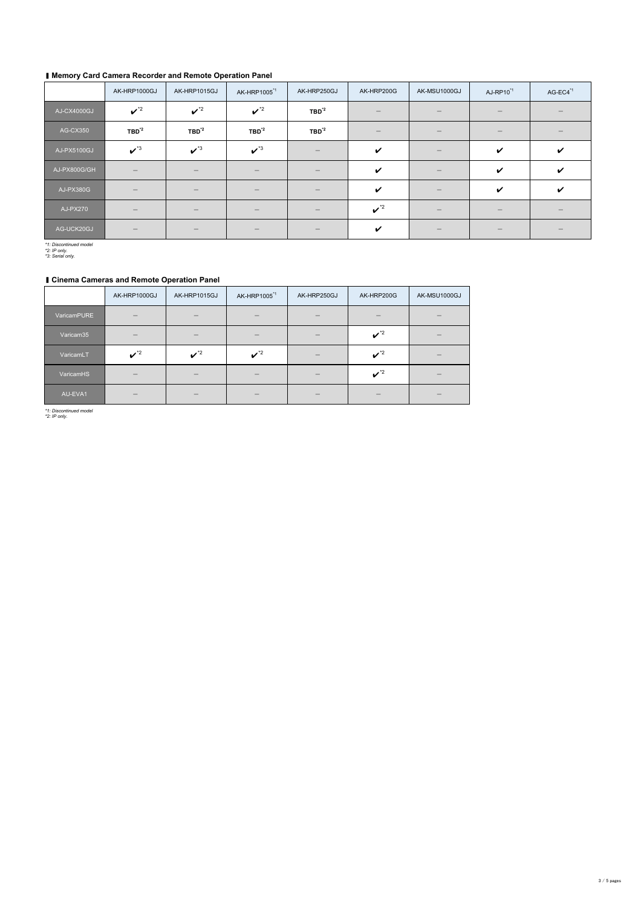## ❚ Memory Card Camera Recorder and Remote Operation Panel

| | AK-HRP1000GJ | AK-HRP1015GJ | AK-HRP1005[*1] | AK-HRP250GJ | AK-HRP200G | AK-MSU1000GJ | AJ-RP10[*1] | AG-EC4[*1] |
|---|---|---|---|---|---|---|---|---|
| AJ-CX4000GJ | ✔[*2] | ✔[*2] | ✔[*2] | TBD[*2] | – | – | – | – |
| AG-CX350 | TBD[*2] | TBD[*2] | TBD[*2] | TBD[*2] | – | – | – | – |
| AJ-PX5100GJ | ✔[*3] | ✔[*3] | ✔[*3] | – | ✔ | – | ✔ | ✔ |
| AJ-PX800G/GH | – | – | – | – | ✔ | – | ✔ | ✔ |
| AJ-PX380G | – | – | – | – | ✔ | – | ✔ | ✔ |
| AJ-PX270 | – | – | – | – | ✔[*2] | – | – | – |
| AG-UCK20GJ | – | – | – | – | ✔ | – | – | – |

*\*1: Discontinued model*
*\*2: IP only.*
*\*3: Serial only.*

## ❚ Cinema Cameras and Remote Operation Panel

| | AK-HRP1000GJ | AK-HRP1015GJ | AK-HRP1005[*1] | AK-HRP250GJ | AK-HRP200G | AK-MSU1000GJ |
|---|---|---|---|---|---|---|
| VaricamPURE | – | – | – | – | – | – |
| Varicam35 | – | – | – | – | ✔[*2] | – |
| VaricamLT | ✔[*2] | ✔[*2] | ✔[*2] | – | ✔[*2] | – |
| VaricamHS | – | – | – | – | ✔[*2] | – |
| AU-EVA1 | – | – | – | – | – | – |

*\*1: Discontinued model*
*\*2: IP only.*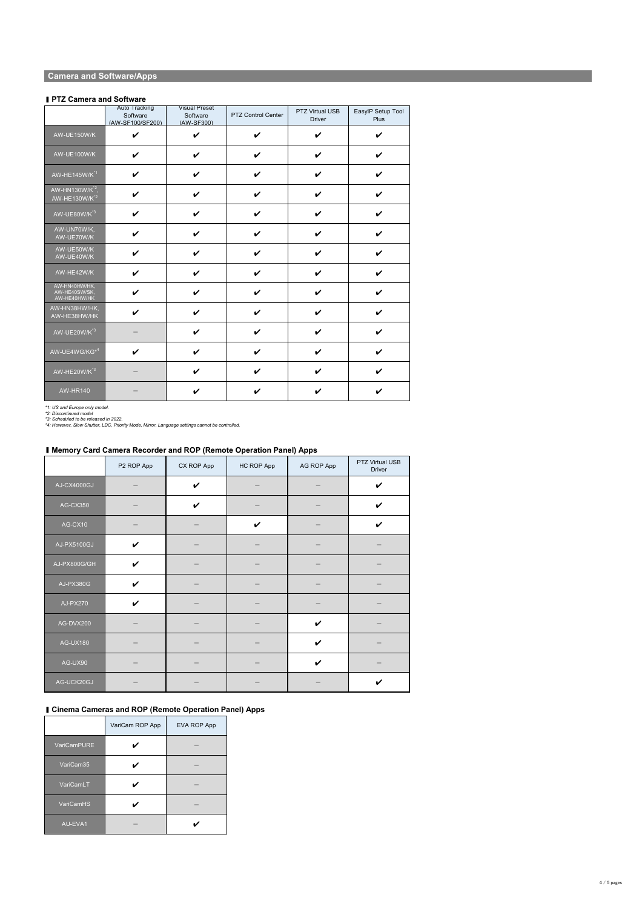## Camera and Software/Apps

### PTZ Camera and Software

| | Auto Tracking Software (AW-SF100/SF200) | Visual Preset Software (AW-SF300) | PTZ Control Center | PTZ Virtual USB Driver | EasyIP Setup Tool Plus |
|---|---|---|---|---|---|
| AW-UE150W/K | ✔ | ✔ | ✔ | ✔ | ✔ |
| AW-UE100W/K | ✔ | ✔ | ✔ | ✔ | ✔ |
| AW-HE145W/K*1 | ✔ | ✔ | ✔ | ✔ | ✔ |
| AW-HN130W/K*2, AW-HE130W/K*2 | ✔ | ✔ | ✔ | ✔ | ✔ |
| AW-UE80W/K*3 | ✔ | ✔ | ✔ | ✔ | ✔ |
| AW-UN70W/K, AW-UE70W/K | ✔ | ✔ | ✔ | ✔ | ✔ |
| AW-UE50W/K AW-UE40W/K | ✔ | ✔ | ✔ | ✔ | ✔ |
| AW-HE42W/K | ✔ | ✔ | ✔ | ✔ | ✔ |
| AW-HN40HW/HK, AW-HE40SW/SK, AW-HE40HW/HK | ✔ | ✔ | ✔ | ✔ | ✔ |
| AW-HN38HW/HK, AW-HE38HW/HK | ✔ | ✔ | ✔ | ✔ | ✔ |
| AW-UE20W/K*3 | – | ✔ | ✔ | ✔ | ✔ |
| AW-UE4WG/KG*4 | ✔ | ✔ | ✔ | ✔ | ✔ |
| AW-HE20W/K*3 | – | ✔ | ✔ | ✔ | ✔ |
| AW-HR140 | – | ✔ | ✔ | ✔ | ✔ |

*1: US and Europe only model.
*2: Discontinued model
*3: Scheduled to be released in 2022.
*4: However, Slow Shutter, LDC, Priority Mode, Mirror, Language settings cannot be controlled.

### Memory Card Camera Recorder and ROP (Remote Operation Panel) Apps

| | P2 ROP App | CX ROP App | HC ROP App | AG ROP App | PTZ Virtual USB Driver |
|---|---|---|---|---|---|
| AJ-CX4000GJ | – | ✔ | – | – | ✔ |
| AG-CX350 | – | ✔ | – | – | ✔ |
| AG-CX10 | – | – | ✔ | – | ✔ |
| AJ-PX5100GJ | ✔ | – | – | – | – |
| AJ-PX800G/GH | ✔ | – | – | – | – |
| AJ-PX380G | ✔ | – | – | – | – |
| AJ-PX270 | ✔ | – | – | – | – |
| AG-DVX200 | – | – | – | ✔ | – |
| AG-UX180 | – | – | – | ✔ | – |
| AG-UX90 | – | – | – | ✔ | – |
| AG-UCK20GJ | – | – | – | – | ✔ |

### Cinema Cameras and ROP (Remote Operation Panel) Apps

| | VariCam ROP App | EVA ROP App |
|---|---|---|
| VariCamPURE | ✔ | – |
| VariCam35 | ✔ | – |
| VariCamLT | ✔ | – |
| VariCamHS | ✔ | – |
| AU-EVA1 | – | ✔ |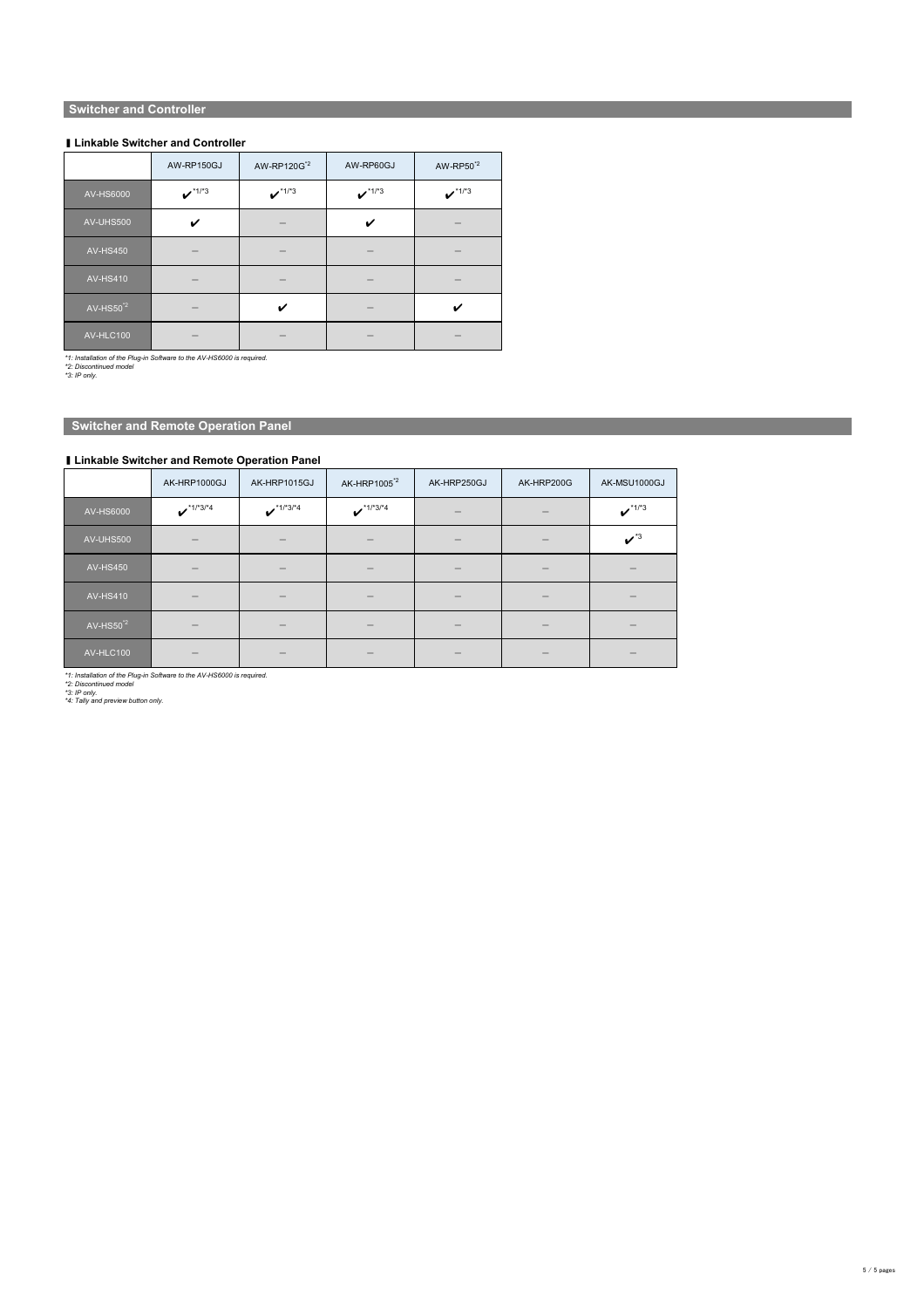## Switcher and Controller

### ❚ Linkable Switcher and Controller

| | AW-RP150GJ | AW-RP120G[*2] | AW-RP60GJ | AW-RP50[*2] |
| --- | --- | --- | --- | --- |
| AV-HS6000 | ✔[*1/*3] | ✔[*1/*3] | ✔[*1/*3] | ✔[*1/*3] |
| AV-UHS500 | ✔ | – | ✔ | – |
| AV-HS450 | – | – | – | – |
| AV-HS410 | – | – | – | – |
| AV-HS50[*2] | – | ✔ | – | ✔ |
| AV-HLC100 | – | – | – | – |

*\*1: Installation of the Plug-in Software to the AV-HS6000 is required.*
*\*2: Discontinued model*
*\*3: IP only.*

## Switcher and Remote Operation Panel

### ❚ Linkable Switcher and Remote Operation Panel

| | AK-HRP1000GJ | AK-HRP1015GJ | AK-HRP1005[*2] | AK-HRP250GJ | AK-HRP200G | AK-MSU1000GJ |
| --- | --- | --- | --- | --- | --- | --- |
| AV-HS6000 | ✔[*1/*3/*4] | ✔[*1/*3/*4] | ✔[*1/*3/*4] | – | – | ✔[*1/*3] |
| AV-UHS500 | – | – | – | – | – | ✔[*3] |
| AV-HS450 | – | – | – | – | – | – |
| AV-HS410 | – | – | – | – | – | – |
| AV-HS50[*2] | – | – | – | – | – | – |
| AV-HLC100 | – | – | – | – | – | – |

*\*1: Installation of the Plug-in Software to the AV-HS6000 is required.*
*\*2: Discontinued model*
*\*3: IP only.*
*\*4: Tally and preview button only.*